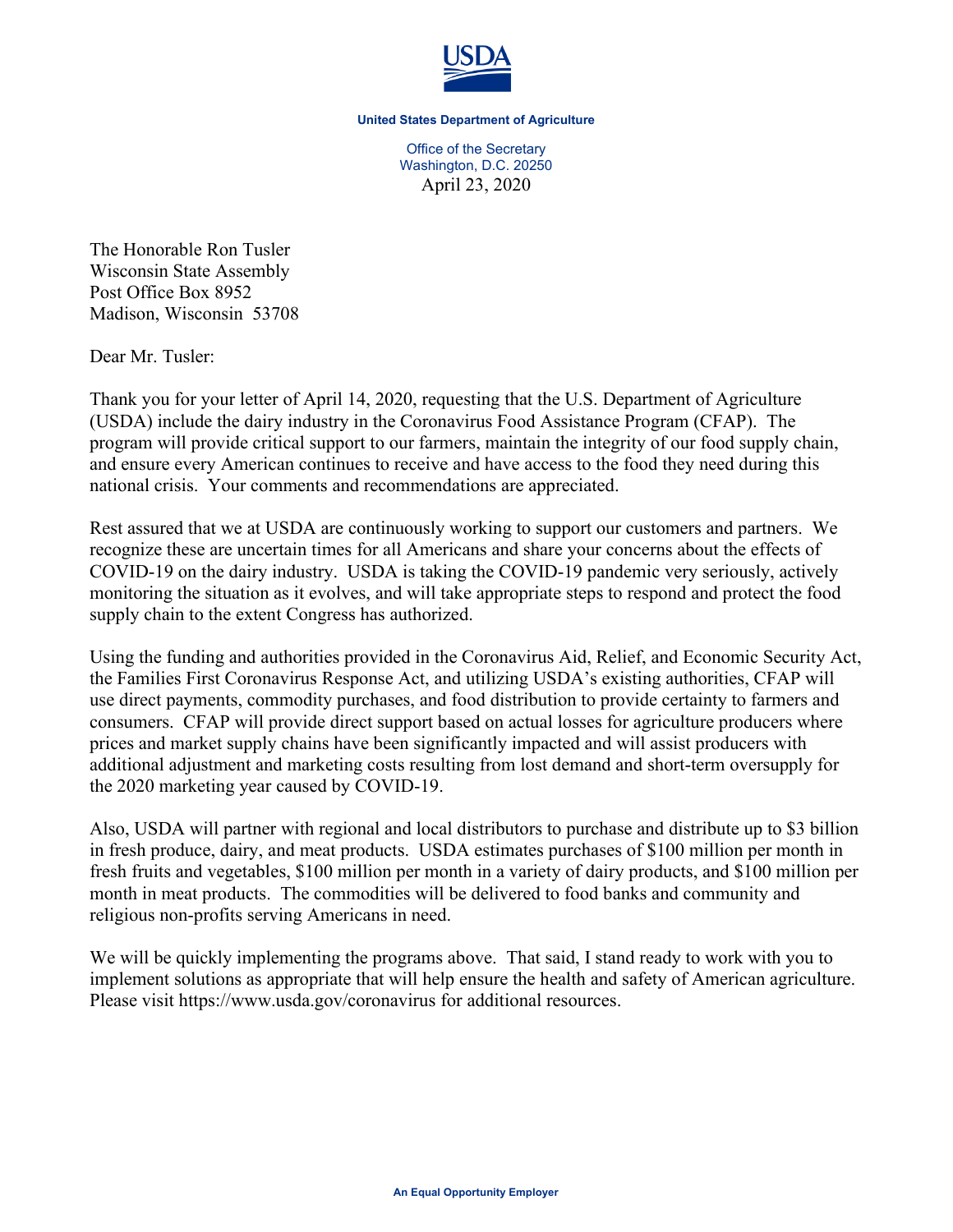**United States Department of Agriculture**

Office of the Secretary
Washington, D.C. 20250

April 23, 2020

The Honorable Ron Tusler
Wisconsin State Assembly
Post Office Box 8952
Madison, Wisconsin 53708

Dear Mr. Tusler:

Thank you for your letter of April 14, 2020, requesting that the U.S. Department of Agriculture (USDA) include the dairy industry in the Coronavirus Food Assistance Program (CFAP). The program will provide critical support to our farmers, maintain the integrity of our food supply chain, and ensure every American continues to receive and have access to the food they need during this national crisis. Your comments and recommendations are appreciated.

Rest assured that we at USDA are continuously working to support our customers and partners. We recognize these are uncertain times for all Americans and share your concerns about the effects of COVID-19 on the dairy industry. USDA is taking the COVID-19 pandemic very seriously, actively monitoring the situation as it evolves, and will take appropriate steps to respond and protect the food supply chain to the extent Congress has authorized.

Using the funding and authorities provided in the Coronavirus Aid, Relief, and Economic Security Act, the Families First Coronavirus Response Act, and utilizing USDA's existing authorities, CFAP will use direct payments, commodity purchases, and food distribution to provide certainty to farmers and consumers. CFAP will provide direct support based on actual losses for agriculture producers where prices and market supply chains have been significantly impacted and will assist producers with additional adjustment and marketing costs resulting from lost demand and short-term oversupply for the 2020 marketing year caused by COVID-19.

Also, USDA will partner with regional and local distributors to purchase and distribute up to $3 billion in fresh produce, dairy, and meat products. USDA estimates purchases of $100 million per month in fresh fruits and vegetables, $100 million per month in a variety of dairy products, and $100 million per month in meat products. The commodities will be delivered to food banks and community and religious non-profits serving Americans in need.

We will be quickly implementing the programs above. That said, I stand ready to work with you to implement solutions as appropriate that will help ensure the health and safety of American agriculture. Please visit https://www.usda.gov/coronavirus for additional resources.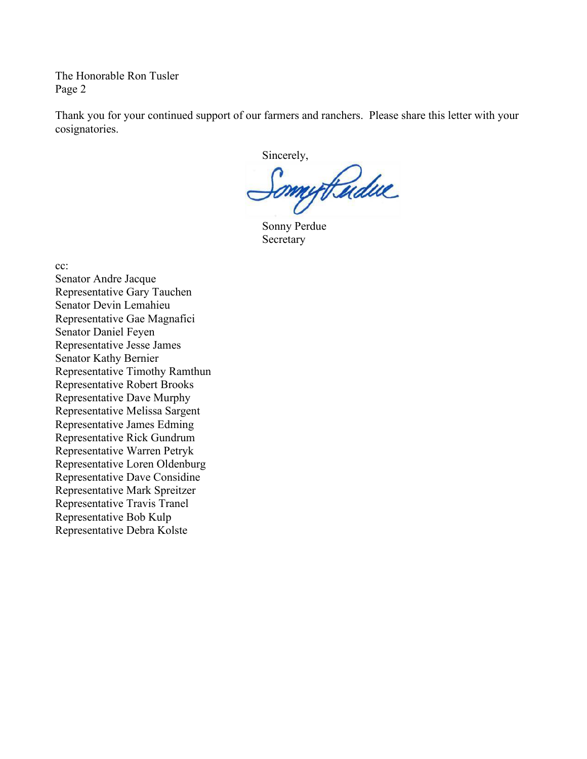The Honorable Ron Tusler
Page 2

Thank you for your continued support of our farmers and ranchers. Please share this letter with your cosignatories.

Sincerely,

Sonny Perdue
Secretary

cc:
Senator Andre Jacque
Representative Gary Tauchen
Senator Devin Lemahieu
Representative Gae Magnafici
Senator Daniel Feyen
Representative Jesse James
Senator Kathy Bernier
Representative Timothy Ramthun
Representative Robert Brooks
Representative Dave Murphy
Representative Melissa Sargent
Representative James Edming
Representative Rick Gundrum
Representative Warren Petryk
Representative Loren Oldenburg
Representative Dave Considine
Representative Mark Spreitzer
Representative Travis Tranel
Representative Bob Kulp
Representative Debra Kolste